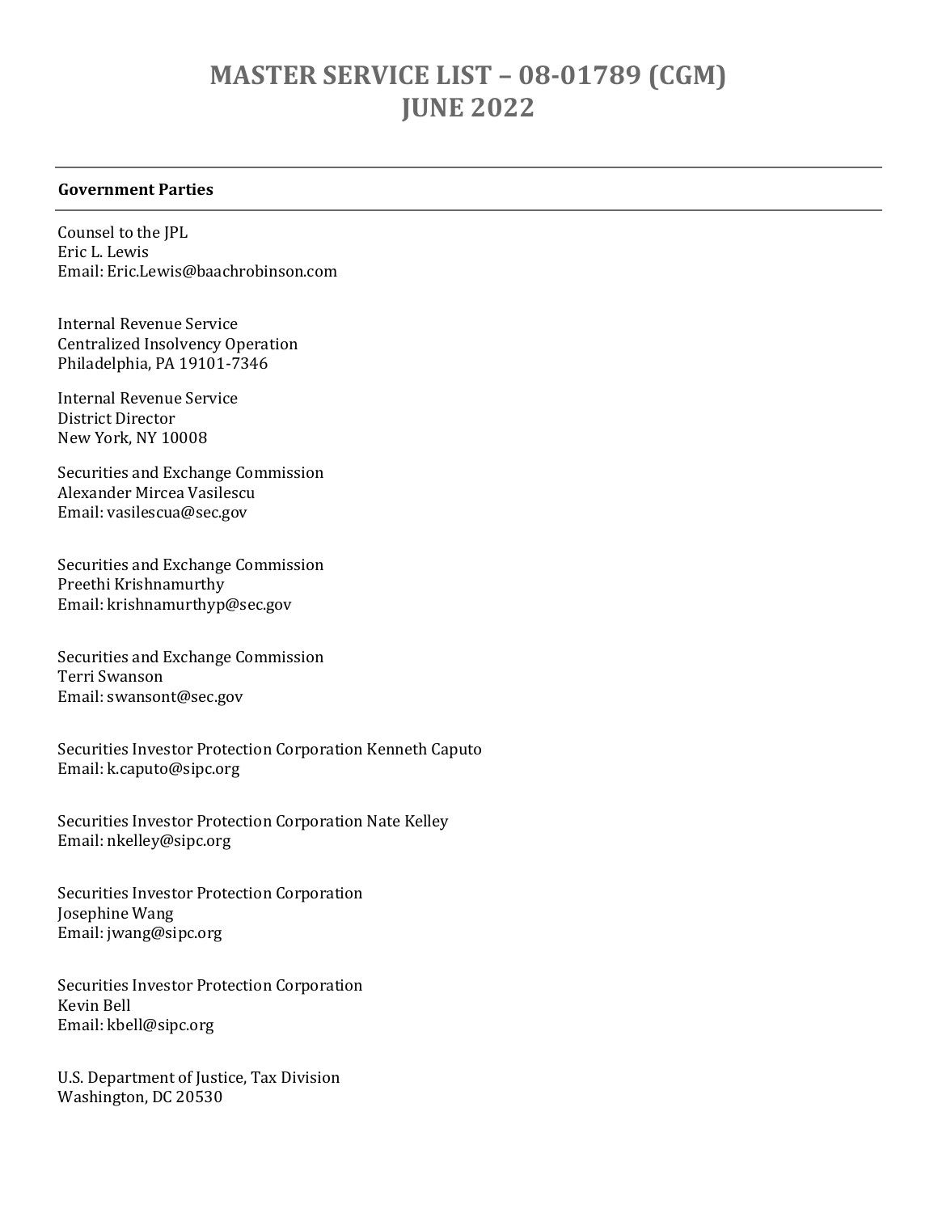# MASTER SERVICE LIST – 08-01789 (CGM)
# JUNE 2022

---

**Government Parties**

---

Counsel to the JPL
Eric L. Lewis
Email: Eric.Lewis@baachrobinson.com

Internal Revenue Service
Centralized Insolvency Operation
Philadelphia, PA 19101-7346

Internal Revenue Service
District Director
New York, NY 10008

Securities and Exchange Commission
Alexander Mircea Vasilescu
Email: vasilescua@sec.gov

Securities and Exchange Commission
Preethi Krishnamurthy
Email: krishnamurthyp@sec.gov

Securities and Exchange Commission
Terri Swanson
Email: swansont@sec.gov

Securities Investor Protection Corporation Kenneth Caputo
Email: k.caputo@sipc.org

Securities Investor Protection Corporation Nate Kelley
Email: nkelley@sipc.org

Securities Investor Protection Corporation
Josephine Wang
Email: jwang@sipc.org

Securities Investor Protection Corporation
Kevin Bell
Email: kbell@sipc.org

U.S. Department of Justice, Tax Division
Washington, DC 20530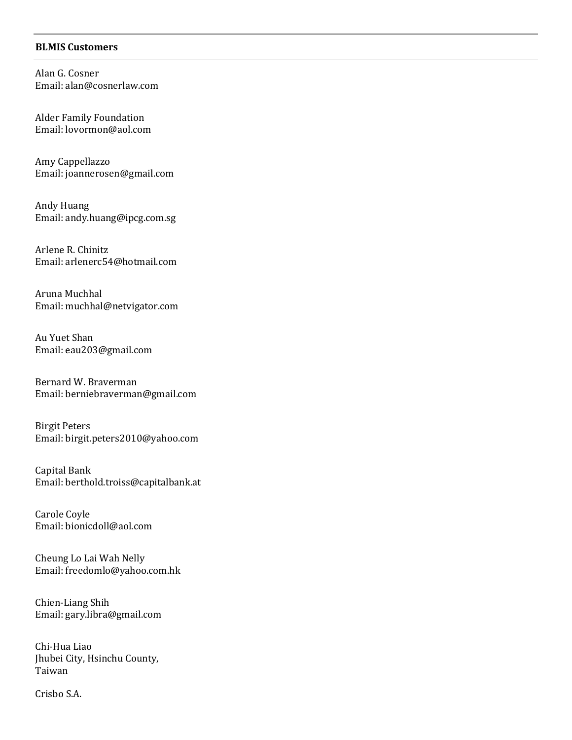**BLMIS Customers**

Alan G. Cosner
Email: alan@cosnerlaw.com

Alder Family Foundation
Email: lovormon@aol.com

Amy Cappellazzo
Email: joannerosen@gmail.com

Andy Huang
Email: andy.huang@ipcg.com.sg

Arlene R. Chinitz
Email: arlenerc54@hotmail.com

Aruna Muchhal
Email: muchhal@netvigator.com

Au Yuet Shan
Email: eau203@gmail.com

Bernard W. Braverman
Email: berniebraverman@gmail.com

Birgit Peters
Email: birgit.peters2010@yahoo.com

Capital Bank
Email: berthold.troiss@capitalbank.at

Carole Coyle
Email: bionicdoll@aol.com

Cheung Lo Lai Wah Nelly
Email: freedomlo@yahoo.com.hk

Chien-Liang Shih
Email: gary.libra@gmail.com

Chi-Hua Liao
Jhubei City, Hsinchu County,
Taiwan

Crisbo S.A.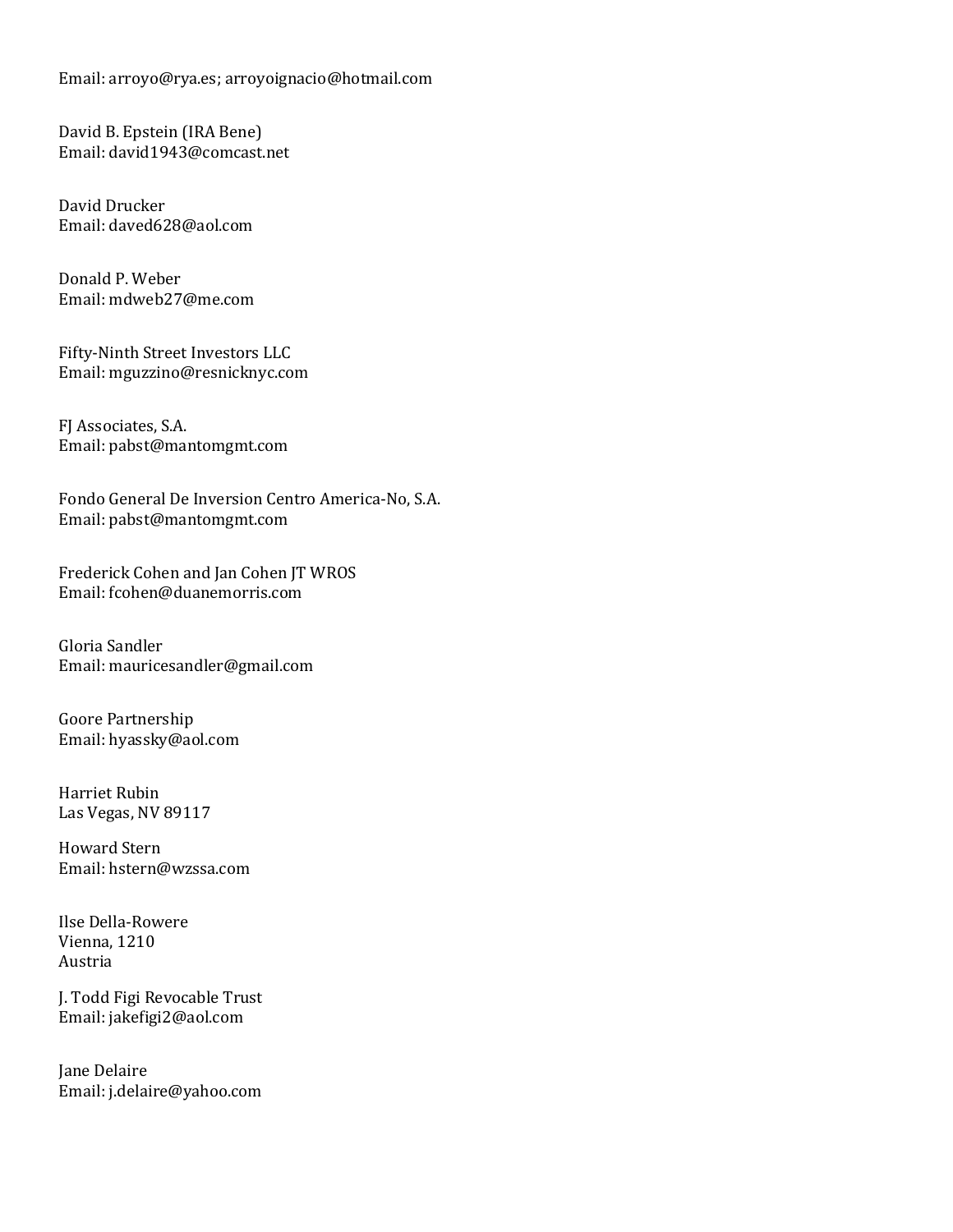Email: arroyo@rya.es; arroyoignacio@hotmail.com

David B. Epstein (IRA Bene)
Email: david1943@comcast.net

David Drucker
Email: daved628@aol.com

Donald P. Weber
Email: mdweb27@me.com

Fifty-Ninth Street Investors LLC
Email: mguzzino@resnicknyc.com

FJ Associates, S.A.
Email: pabst@mantomgmt.com

Fondo General De Inversion Centro America-No, S.A.
Email: pabst@mantomgmt.com

Frederick Cohen and Jan Cohen JT WROS
Email: fcohen@duanemorris.com

Gloria Sandler
Email: mauricesandler@gmail.com

Goore Partnership
Email: hyassky@aol.com

Harriet Rubin
Las Vegas, NV 89117

Howard Stern
Email: hstern@wzssa.com

Ilse Della-Rowere
Vienna, 1210
Austria

J. Todd Figi Revocable Trust
Email: jakefigi2@aol.com

Jane Delaire
Email: j.delaire@yahoo.com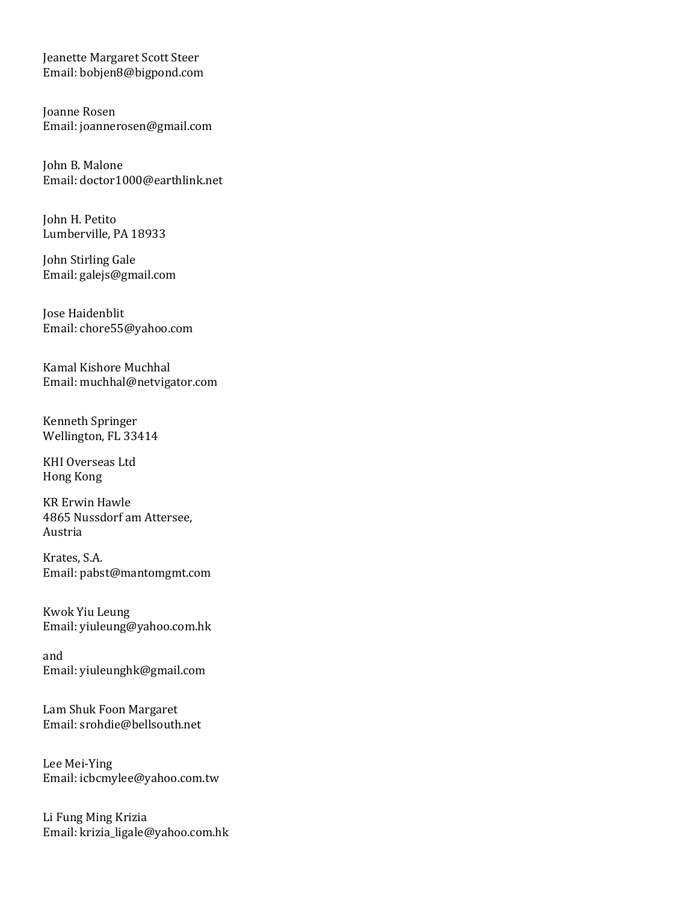Jeanette Margaret Scott Steer
Email: bobjen8@bigpond.com

Joanne Rosen
Email: joannerosen@gmail.com

John B. Malone
Email: doctor1000@earthlink.net

John H. Petito
Lumberville, PA 18933

John Stirling Gale
Email: galejs@gmail.com

Jose Haidenblit
Email: chore55@yahoo.com

Kamal Kishore Muchhal
Email: muchhal@netvigator.com

Kenneth Springer
Wellington, FL 33414

KHI Overseas Ltd
Hong Kong

KR Erwin Hawle
4865 Nussdorf am Attersee,
Austria

Krates, S.A.
Email: pabst@mantomgmt.com

Kwok Yiu Leung
Email: yiuleung@yahoo.com.hk

and
Email: yiuleunghk@gmail.com

Lam Shuk Foon Margaret
Email: srohdie@bellsouth.net

Lee Mei-Ying
Email: icbcmylee@yahoo.com.tw

Li Fung Ming Krizia
Email: krizia_ligale@yahoo.com.hk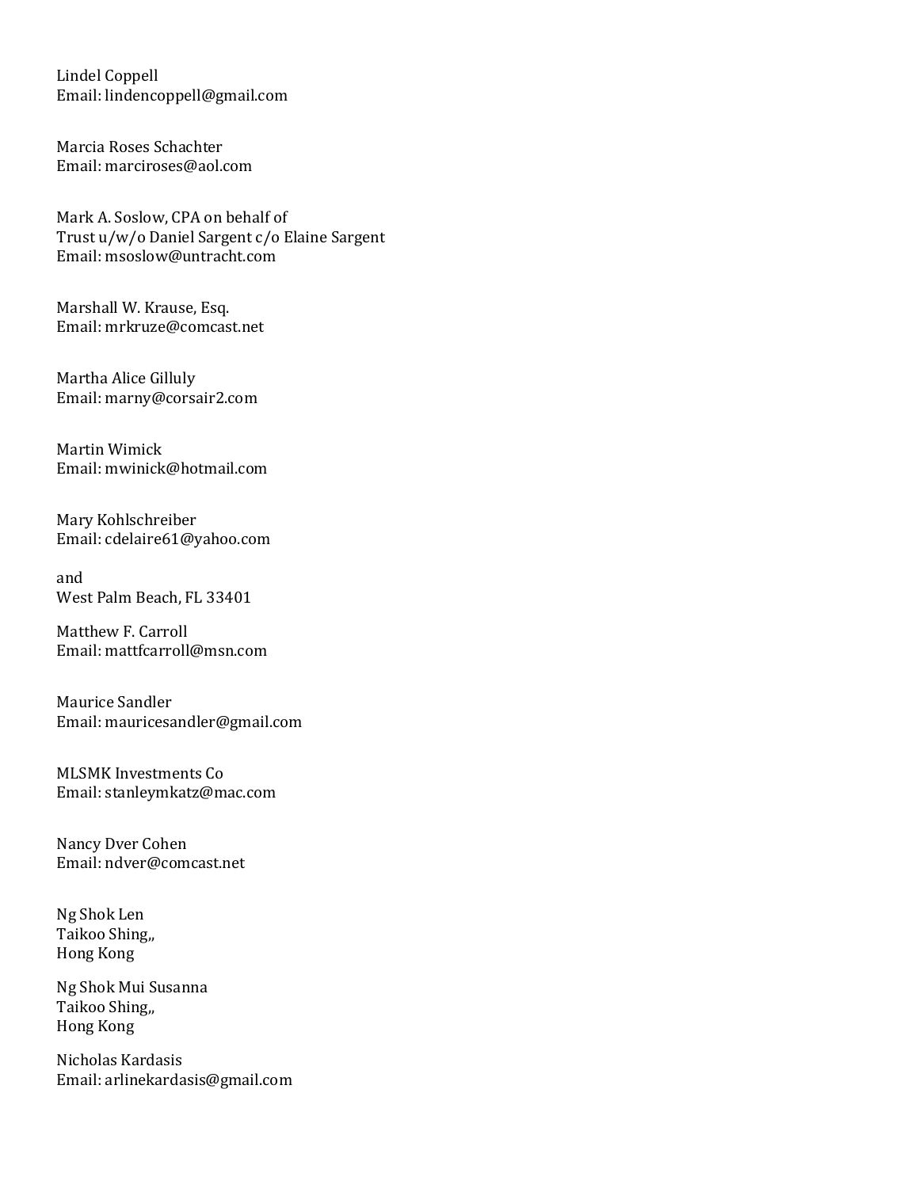Lindel Coppell
Email: lindencoppell@gmail.com

Marcia Roses Schachter
Email: marciroses@aol.com

Mark A. Soslow, CPA on behalf of
Trust u/w/o Daniel Sargent c/o Elaine Sargent
Email: msoslow@untracht.com

Marshall W. Krause, Esq.
Email: mrkruze@comcast.net

Martha Alice Gilluly
Email: marny@corsair2.com

Martin Wimick
Email: mwinick@hotmail.com

Mary Kohlschreiber
Email: cdelaire61@yahoo.com

and
West Palm Beach, FL 33401

Matthew F. Carroll
Email: mattfcarroll@msn.com

Maurice Sandler
Email: mauricesandler@gmail.com

MLSMK Investments Co
Email: stanleymkatz@mac.com

Nancy Dver Cohen
Email: ndver@comcast.net

Ng Shok Len
Taikoo Shing,,
Hong Kong

Ng Shok Mui Susanna
Taikoo Shing,,
Hong Kong

Nicholas Kardasis
Email: arlinekardasis@gmail.com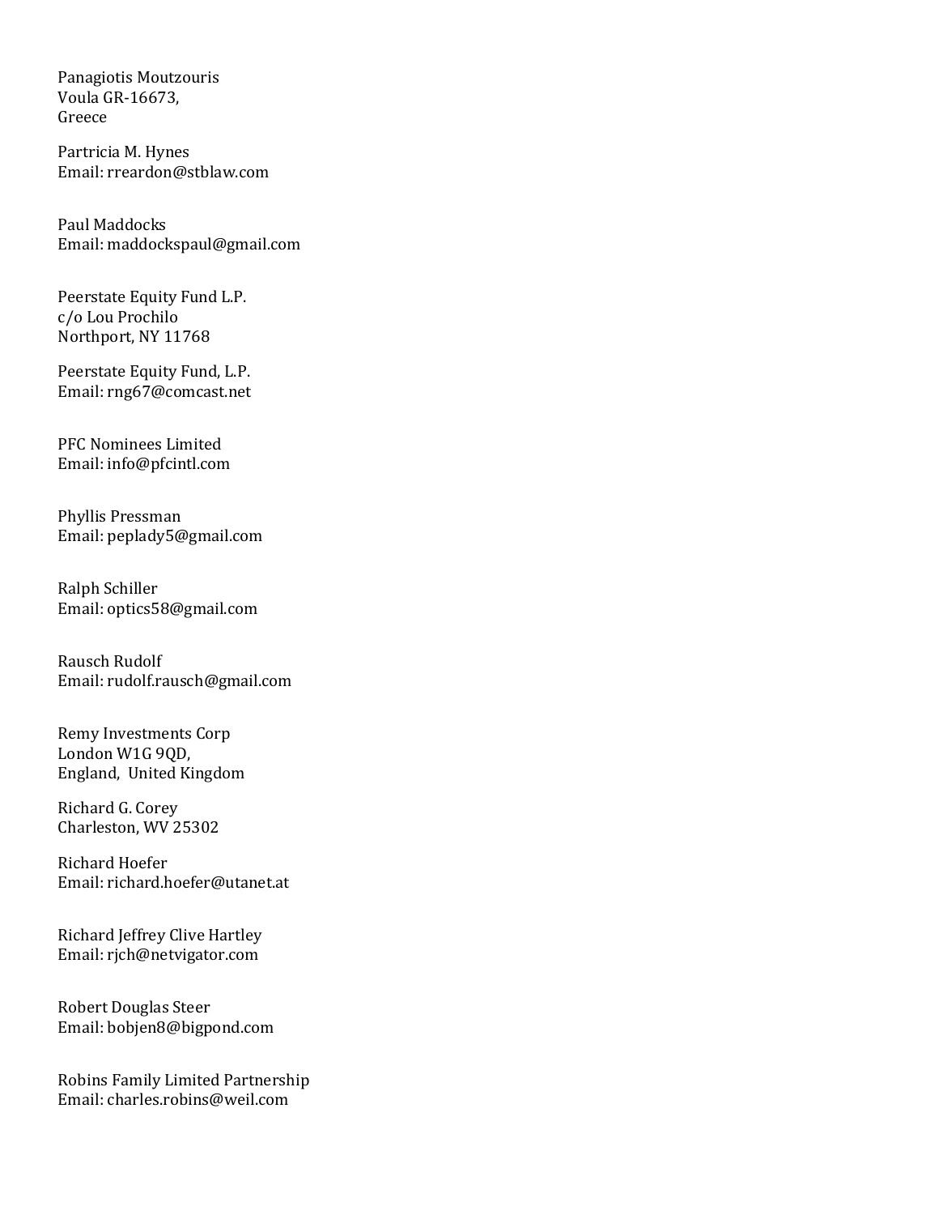Panagiotis Moutzouris
Voula GR-16673,
Greece

Partricia M. Hynes
Email: rreardon@stblaw.com

Paul Maddocks
Email: maddockspaul@gmail.com

Peerstate Equity Fund L.P.
c/o Lou Prochilo
Northport, NY 11768

Peerstate Equity Fund, L.P.
Email: rng67@comcast.net

PFC Nominees Limited
Email: info@pfcintl.com

Phyllis Pressman
Email: peplady5@gmail.com

Ralph Schiller
Email: optics58@gmail.com

Rausch Rudolf
Email: rudolf.rausch@gmail.com

Remy Investments Corp
London W1G 9QD,
England, United Kingdom

Richard G. Corey
Charleston, WV 25302

Richard Hoefer
Email: richard.hoefer@utanet.at

Richard Jeffrey Clive Hartley
Email: rjch@netvigator.com

Robert Douglas Steer
Email: bobjen8@bigpond.com

Robins Family Limited Partnership
Email: charles.robins@weil.com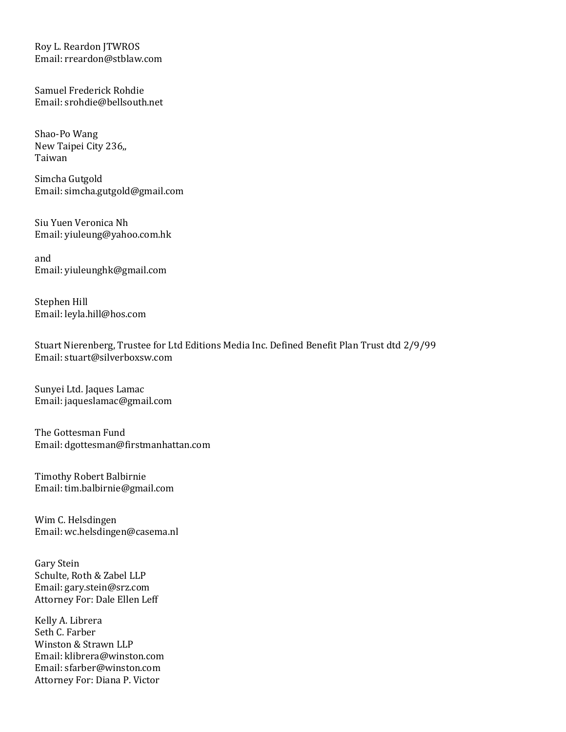Roy L. Reardon JTWROS
Email: rreardon@stblaw.com

Samuel Frederick Rohdie
Email: srohdie@bellsouth.net

Shao-Po Wang
New Taipei City 236,,
Taiwan

Simcha Gutgold
Email: simcha.gutgold@gmail.com

Siu Yuen Veronica Nh
Email: yiuleung@yahoo.com.hk

and
Email: yiuleunghk@gmail.com

Stephen Hill
Email: leyla.hill@hos.com

Stuart Nierenberg, Trustee for Ltd Editions Media Inc. Defined Benefit Plan Trust dtd 2/9/99
Email: stuart@silverboxsw.com

Sunyei Ltd. Jaques Lamac
Email: jaqueslamac@gmail.com

The Gottesman Fund
Email: dgottesman@firstmanhattan.com

Timothy Robert Balbirnie
Email: tim.balbirnie@gmail.com

Wim C. Helsdingen
Email: wc.helsdingen@casema.nl

Gary Stein
Schulte, Roth & Zabel LLP
Email: gary.stein@srz.com
Attorney For: Dale Ellen Leff

Kelly A. Librera
Seth C. Farber
Winston & Strawn LLP
Email: klibrera@winston.com
Email: sfarber@winston.com
Attorney For: Diana P. Victor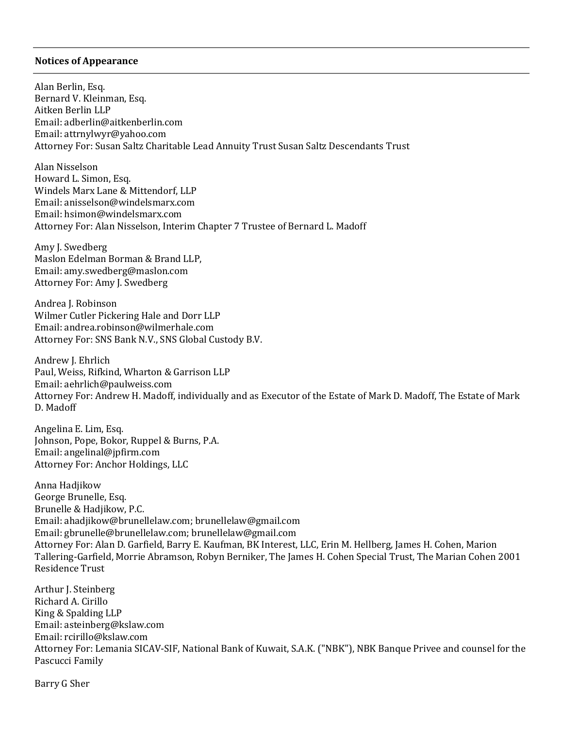**Notices of Appearance**

Alan Berlin, Esq.
Bernard V. Kleinman, Esq.
Aitken Berlin LLP
Email: adberlin@aitkenberlin.com
Email: attrnylwyr@yahoo.com
Attorney For: Susan Saltz Charitable Lead Annuity Trust Susan Saltz Descendants Trust

Alan Nisselson
Howard L. Simon, Esq.
Windels Marx Lane & Mittendorf, LLP
Email: anisselson@windelsmarx.com
Email: hsimon@windelsmarx.com
Attorney For: Alan Nisselson, Interim Chapter 7 Trustee of Bernard L. Madoff

Amy J. Swedberg
Maslon Edelman Borman & Brand LLP,
Email: amy.swedberg@maslon.com
Attorney For: Amy J. Swedberg

Andrea J. Robinson
Wilmer Cutler Pickering Hale and Dorr LLP
Email: andrea.robinson@wilmerhale.com
Attorney For: SNS Bank N.V., SNS Global Custody B.V.

Andrew J. Ehrlich
Paul, Weiss, Rifkind, Wharton & Garrison LLP
Email: aehrlich@paulweiss.com
Attorney For: Andrew H. Madoff, individually and as Executor of the Estate of Mark D. Madoff, The Estate of Mark D. Madoff

Angelina E. Lim, Esq.
Johnson, Pope, Bokor, Ruppel & Burns, P.A.
Email: angelinal@jpfirm.com
Attorney For: Anchor Holdings, LLC

Anna Hadjikow
George Brunelle, Esq.
Brunelle & Hadjikow, P.C.
Email: ahadjikow@brunellelaw.com; brunellelaw@gmail.com
Email: gbrunelle@brunellelaw.com; brunellelaw@gmail.com
Attorney For: Alan D. Garfield, Barry E. Kaufman, BK Interest, LLC, Erin M. Hellberg, James H. Cohen, Marion Tallering-Garfield, Morrie Abramson, Robyn Berniker, The James H. Cohen Special Trust, The Marian Cohen 2001 Residence Trust

Arthur J. Steinberg
Richard A. Cirillo
King & Spalding LLP
Email: asteinberg@kslaw.com
Email: rcirillo@kslaw.com
Attorney For: Lemania SICAV-SIF, National Bank of Kuwait, S.A.K. ("NBK"), NBK Banque Privee and counsel for the Pascucci Family

Barry G Sher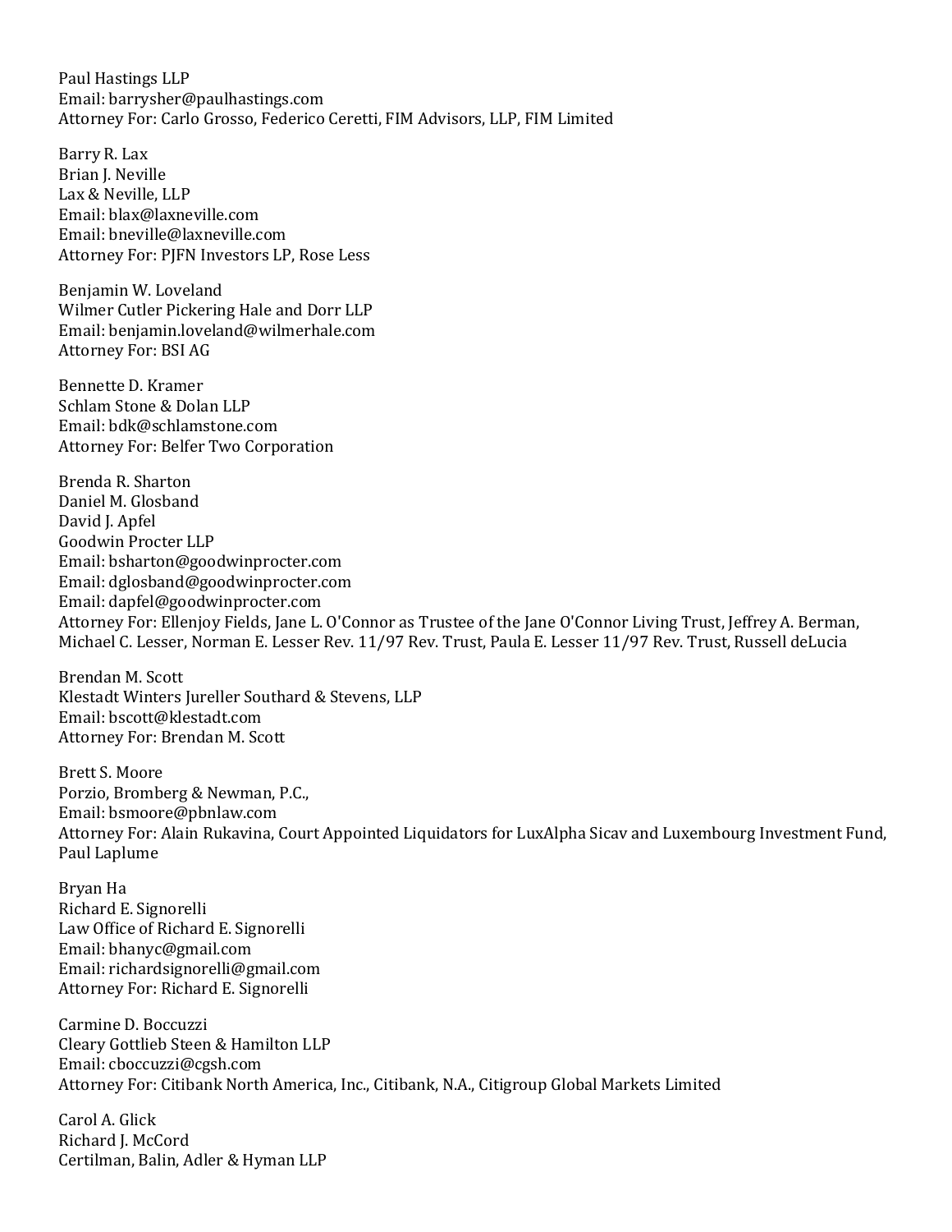Paul Hastings LLP
Email: barrysher@paulhastings.com
Attorney For: Carlo Grosso, Federico Ceretti, FIM Advisors, LLP, FIM Limited

Barry R. Lax
Brian J. Neville
Lax & Neville, LLP
Email: blax@laxneville.com
Email: bneville@laxneville.com
Attorney For: PJFN Investors LP, Rose Less

Benjamin W. Loveland
Wilmer Cutler Pickering Hale and Dorr LLP
Email: benjamin.loveland@wilmerhale.com
Attorney For: BSI AG

Bennette D. Kramer
Schlam Stone & Dolan LLP
Email: bdk@schlamstone.com
Attorney For: Belfer Two Corporation

Brenda R. Sharton
Daniel M. Glosband
David J. Apfel
Goodwin Procter LLP
Email: bsharton@goodwinprocter.com
Email: dglosband@goodwinprocter.com
Email: dapfel@goodwinprocter.com
Attorney For: Ellenjoy Fields, Jane L. O'Connor as Trustee of the Jane O'Connor Living Trust, Jeffrey A. Berman, Michael C. Lesser, Norman E. Lesser Rev. 11/97 Rev. Trust, Paula E. Lesser 11/97 Rev. Trust, Russell deLucia

Brendan M. Scott
Klestadt Winters Jureller Southard & Stevens, LLP
Email: bscott@klestadt.com
Attorney For: Brendan M. Scott

Brett S. Moore
Porzio, Bromberg & Newman, P.C.,
Email: bsmoore@pbnlaw.com
Attorney For: Alain Rukavina, Court Appointed Liquidators for LuxAlpha Sicav and Luxembourg Investment Fund, Paul Laplume

Bryan Ha
Richard E. Signorelli
Law Office of Richard E. Signorelli
Email: bhanyc@gmail.com
Email: richardsignorelli@gmail.com
Attorney For: Richard E. Signorelli

Carmine D. Boccuzzi
Cleary Gottlieb Steen & Hamilton LLP
Email: cboccuzzi@cgsh.com
Attorney For: Citibank North America, Inc., Citibank, N.A., Citigroup Global Markets Limited

Carol A. Glick
Richard J. McCord
Certilman, Balin, Adler & Hyman LLP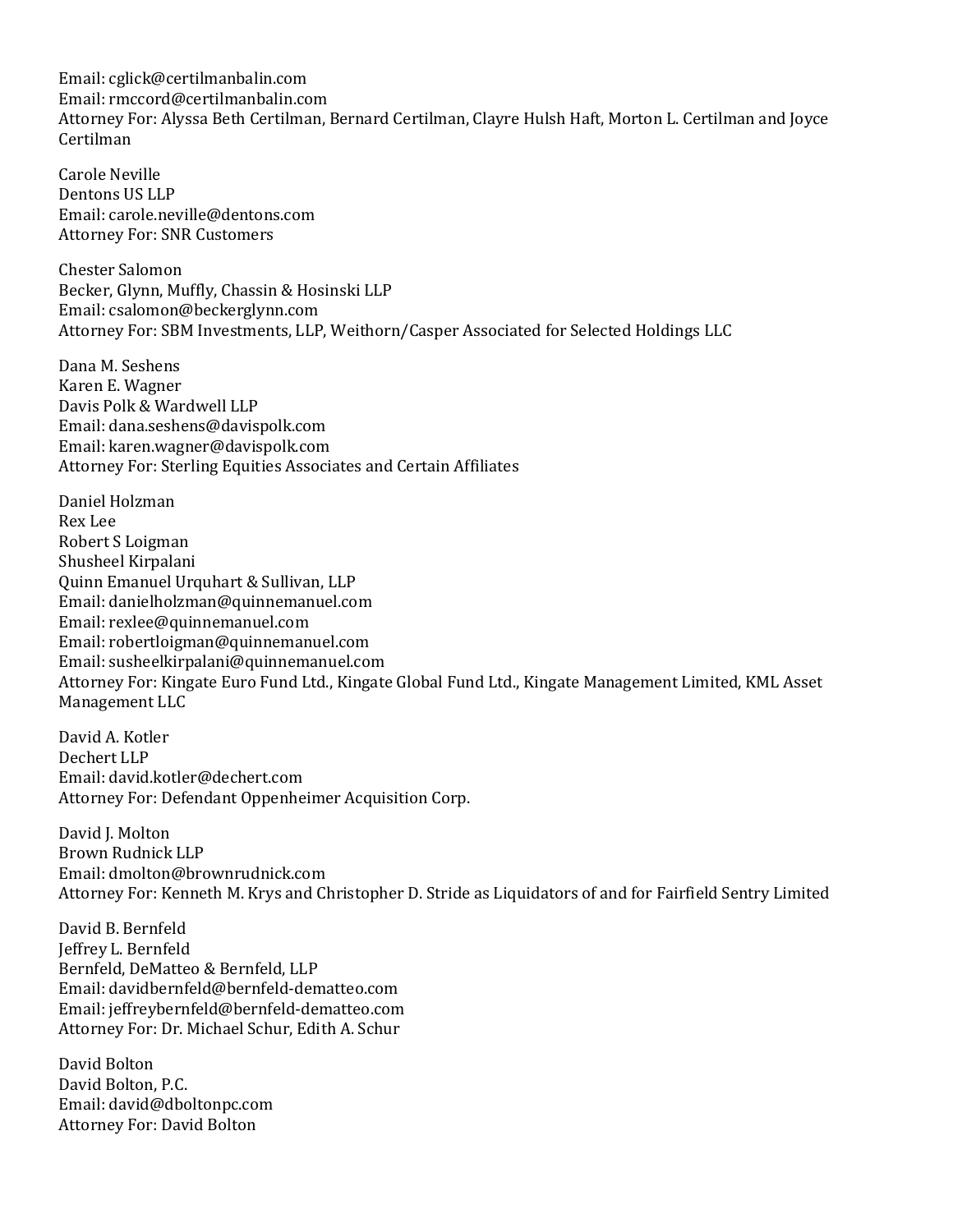Email: cglick@certilmanbalin.com
Email: rmccord@certilmanbalin.com
Attorney For: Alyssa Beth Certilman, Bernard Certilman, Clayre Hulsh Haft, Morton L. Certilman and Joyce Certilman

Carole Neville
Dentons US LLP
Email: carole.neville@dentons.com
Attorney For: SNR Customers

Chester Salomon
Becker, Glynn, Muffly, Chassin & Hosinski LLP
Email: csalomon@beckerglynn.com
Attorney For: SBM Investments, LLP, Weithorn/Casper Associated for Selected Holdings LLC

Dana M. Seshens
Karen E. Wagner
Davis Polk & Wardwell LLP
Email: dana.seshens@davispolk.com
Email: karen.wagner@davispolk.com
Attorney For: Sterling Equities Associates and Certain Affiliates

Daniel Holzman
Rex Lee
Robert S Loigman
Shusheel Kirpalani
Quinn Emanuel Urquhart & Sullivan, LLP
Email: danielholzman@quinnemanuel.com
Email: rexlee@quinnemanuel.com
Email: robertloigman@quinnemanuel.com
Email: susheelkirpalani@quinnemanuel.com
Attorney For: Kingate Euro Fund Ltd., Kingate Global Fund Ltd., Kingate Management Limited, KML Asset Management LLC

David A. Kotler
Dechert LLP
Email: david.kotler@dechert.com
Attorney For: Defendant Oppenheimer Acquisition Corp.

David J. Molton
Brown Rudnick LLP
Email: dmolton@brownrudnick.com
Attorney For: Kenneth M. Krys and Christopher D. Stride as Liquidators of and for Fairfield Sentry Limited

David B. Bernfeld
Jeffrey L. Bernfeld
Bernfeld, DeMatteo & Bernfeld, LLP
Email: davidbernfeld@bernfeld-dematteo.com
Email: jeffreybernfeld@bernfeld-dematteo.com
Attorney For: Dr. Michael Schur, Edith A. Schur

David Bolton
David Bolton, P.C.
Email: david@dboltonpc.com
Attorney For: David Bolton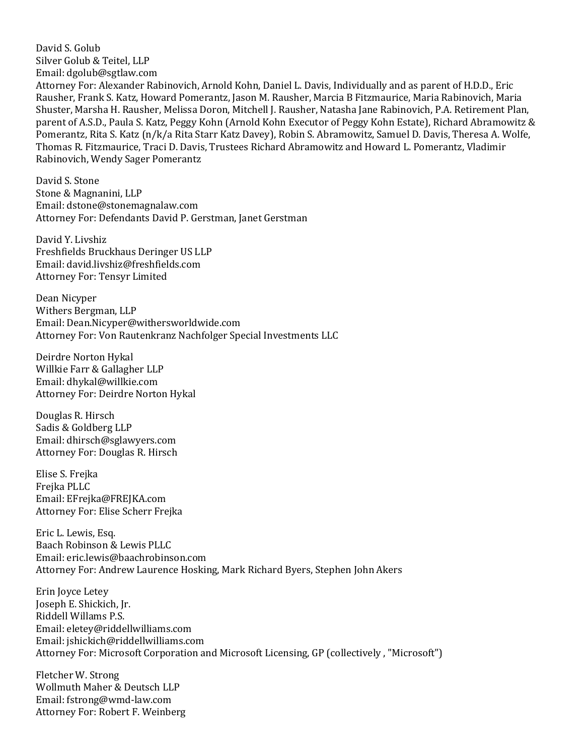David S. Golub
Silver Golub & Teitel, LLP
Email: dgolub@sgtlaw.com
Attorney For: Alexander Rabinovich, Arnold Kohn, Daniel L. Davis, Individually and as parent of H.D.D., Eric Rausher, Frank S. Katz, Howard Pomerantz, Jason M. Rausher, Marcia B Fitzmaurice, Maria Rabinovich, Maria Shuster, Marsha H. Rausher, Melissa Doron, Mitchell J. Rausher, Natasha Jane Rabinovich, P.A. Retirement Plan, parent of A.S.D., Paula S. Katz, Peggy Kohn (Arnold Kohn Executor of Peggy Kohn Estate), Richard Abramowitz & Pomerantz, Rita S. Katz (n/k/a Rita Starr Katz Davey), Robin S. Abramowitz, Samuel D. Davis, Theresa A. Wolfe, Thomas R. Fitzmaurice, Traci D. Davis, Trustees Richard Abramowitz and Howard L. Pomerantz, Vladimir Rabinovich, Wendy Sager Pomerantz

David S. Stone
Stone & Magnanini, LLP
Email: dstone@stonemagnalaw.com
Attorney For: Defendants David P. Gerstman, Janet Gerstman

David Y. Livshiz
Freshfields Bruckhaus Deringer US LLP
Email: david.livshiz@freshfields.com
Attorney For: Tensyr Limited

Dean Nicyper
Withers Bergman, LLP
Email: Dean.Nicyper@withersworldwide.com
Attorney For: Von Rautenkranz Nachfolger Special Investments LLC

Deirdre Norton Hykal
Willkie Farr & Gallagher LLP
Email: dhykal@willkie.com
Attorney For: Deirdre Norton Hykal

Douglas R. Hirsch
Sadis & Goldberg LLP
Email: dhirsch@sglawyers.com
Attorney For: Douglas R. Hirsch

Elise S. Frejka
Frejka PLLC
Email: EFrejka@FREJKA.com
Attorney For: Elise Scherr Frejka

Eric L. Lewis, Esq.
Baach Robinson & Lewis PLLC
Email: eric.lewis@baachrobinson.com
Attorney For: Andrew Laurence Hosking, Mark Richard Byers, Stephen John Akers

Erin Joyce Letey
Joseph E. Shickich, Jr.
Riddell Willams P.S.
Email: eletey@riddellwilliams.com
Email: jshickich@riddellwilliams.com
Attorney For: Microsoft Corporation and Microsoft Licensing, GP (collectively , "Microsoft")

Fletcher W. Strong
Wollmuth Maher & Deutsch LLP
Email: fstrong@wmd-law.com
Attorney For: Robert F. Weinberg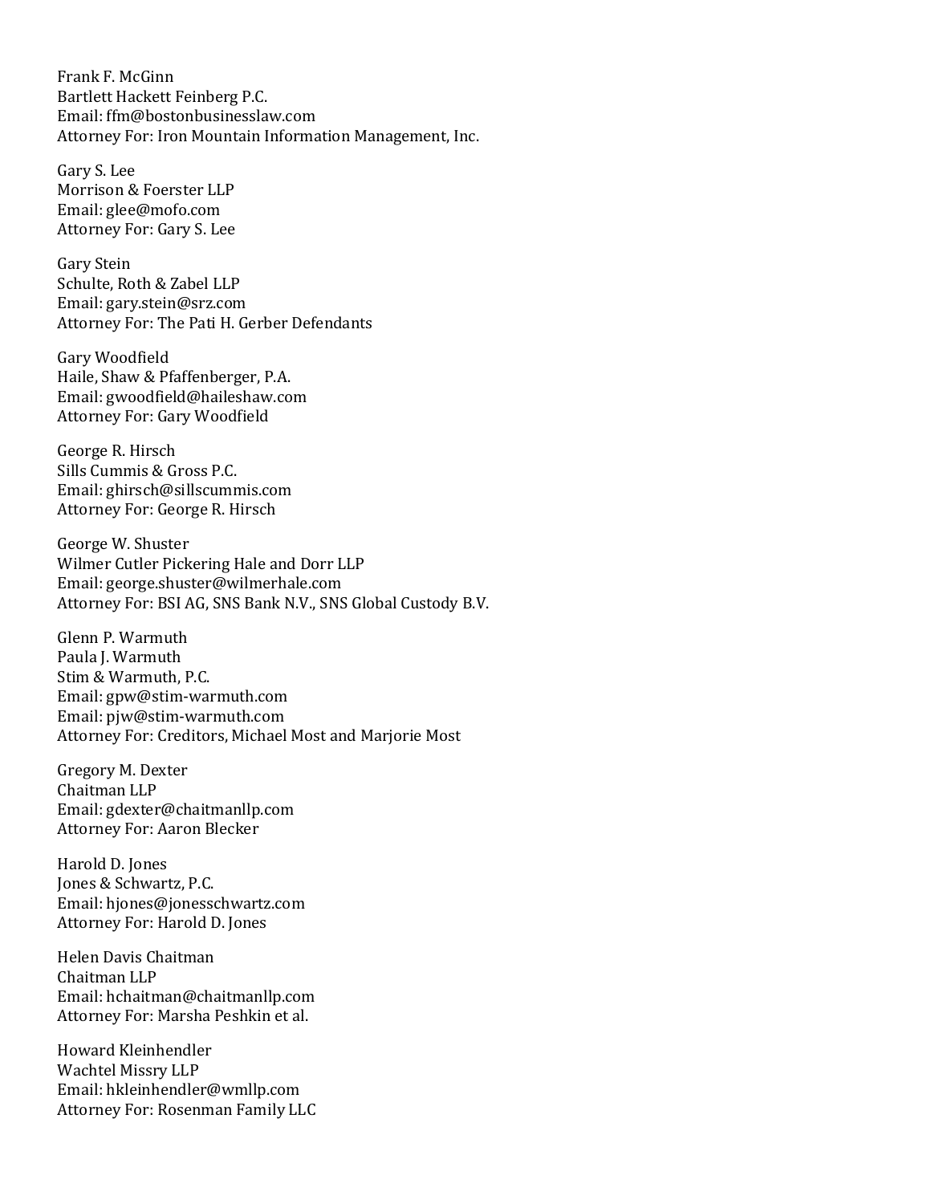Frank F. McGinn
Bartlett Hackett Feinberg P.C.
Email: ffm@bostonbusinesslaw.com
Attorney For: Iron Mountain Information Management, Inc.

Gary S. Lee
Morrison & Foerster LLP
Email: glee@mofo.com
Attorney For: Gary S. Lee

Gary Stein
Schulte, Roth & Zabel LLP
Email: gary.stein@srz.com
Attorney For: The Pati H. Gerber Defendants

Gary Woodfield
Haile, Shaw & Pfaffenberger, P.A.
Email: gwoodfield@haileshaw.com
Attorney For: Gary Woodfield

George R. Hirsch
Sills Cummis & Gross P.C.
Email: ghirsch@sillscummis.com
Attorney For: George R. Hirsch

George W. Shuster
Wilmer Cutler Pickering Hale and Dorr LLP
Email: george.shuster@wilmerhale.com
Attorney For: BSI AG, SNS Bank N.V., SNS Global Custody B.V.

Glenn P. Warmuth
Paula J. Warmuth
Stim & Warmuth, P.C.
Email: gpw@stim-warmuth.com
Email: pjw@stim-warmuth.com
Attorney For: Creditors, Michael Most and Marjorie Most

Gregory M. Dexter
Chaitman LLP
Email: gdexter@chaitmanllp.com
Attorney For: Aaron Blecker

Harold D. Jones
Jones & Schwartz, P.C.
Email: hjones@jonesschwartz.com
Attorney For: Harold D. Jones

Helen Davis Chaitman
Chaitman LLP
Email: hchaitman@chaitmanllp.com
Attorney For: Marsha Peshkin et al.

Howard Kleinhendler
Wachtel Missry LLP
Email: hkleinhendler@wmllp.com
Attorney For: Rosenman Family LLC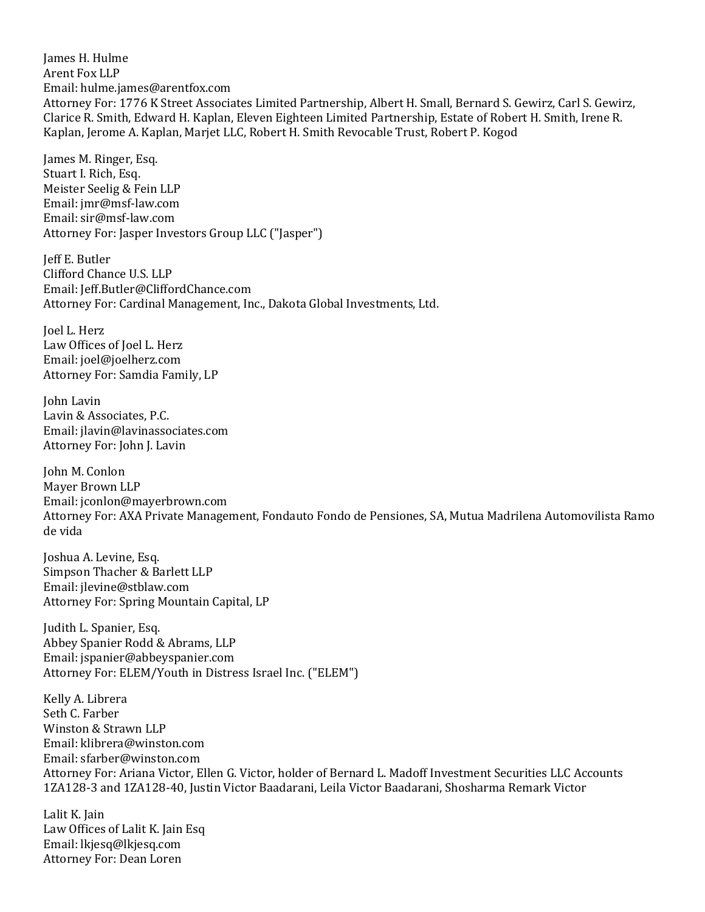James H. Hulme
Arent Fox LLP
Email: hulme.james@arentfox.com
Attorney For: 1776 K Street Associates Limited Partnership, Albert H. Small, Bernard S. Gewirz, Carl S. Gewirz, Clarice R. Smith, Edward H. Kaplan, Eleven Eighteen Limited Partnership, Estate of Robert H. Smith, Irene R. Kaplan, Jerome A. Kaplan, Marjet LLC, Robert H. Smith Revocable Trust, Robert P. Kogod

James M. Ringer, Esq.
Stuart I. Rich, Esq.
Meister Seelig & Fein LLP
Email: jmr@msf-law.com
Email: sir@msf-law.com
Attorney For: Jasper Investors Group LLC ("Jasper")

Jeff E. Butler
Clifford Chance U.S. LLP
Email: Jeff.Butler@CliffordChance.com
Attorney For: Cardinal Management, Inc., Dakota Global Investments, Ltd.

Joel L. Herz
Law Offices of Joel L. Herz
Email: joel@joelherz.com
Attorney For: Samdia Family, LP

John Lavin
Lavin & Associates, P.C.
Email: jlavin@lavinassociates.com
Attorney For: John J. Lavin

John M. Conlon
Mayer Brown LLP
Email: jconlon@mayerbrown.com
Attorney For: AXA Private Management, Fondauto Fondo de Pensiones, SA, Mutua Madrilena Automovilista Ramo de vida

Joshua A. Levine, Esq.
Simpson Thacher & Barlett LLP
Email: jlevine@stblaw.com
Attorney For: Spring Mountain Capital, LP

Judith L. Spanier, Esq.
Abbey Spanier Rodd & Abrams, LLP
Email: jspanier@abbeyspanier.com
Attorney For: ELEM/Youth in Distress Israel Inc. ("ELEM")

Kelly A. Librera
Seth C. Farber
Winston & Strawn LLP
Email: klibrera@winston.com
Email: sfarber@winston.com
Attorney For: Ariana Victor, Ellen G. Victor, holder of Bernard L. Madoff Investment Securities LLC Accounts 1ZA128-3 and 1ZA128-40, Justin Victor Baadarani, Leila Victor Baadarani, Shosharma Remark Victor

Lalit K. Jain
Law Offices of Lalit K. Jain Esq
Email: lkjesq@lkjesq.com
Attorney For: Dean Loren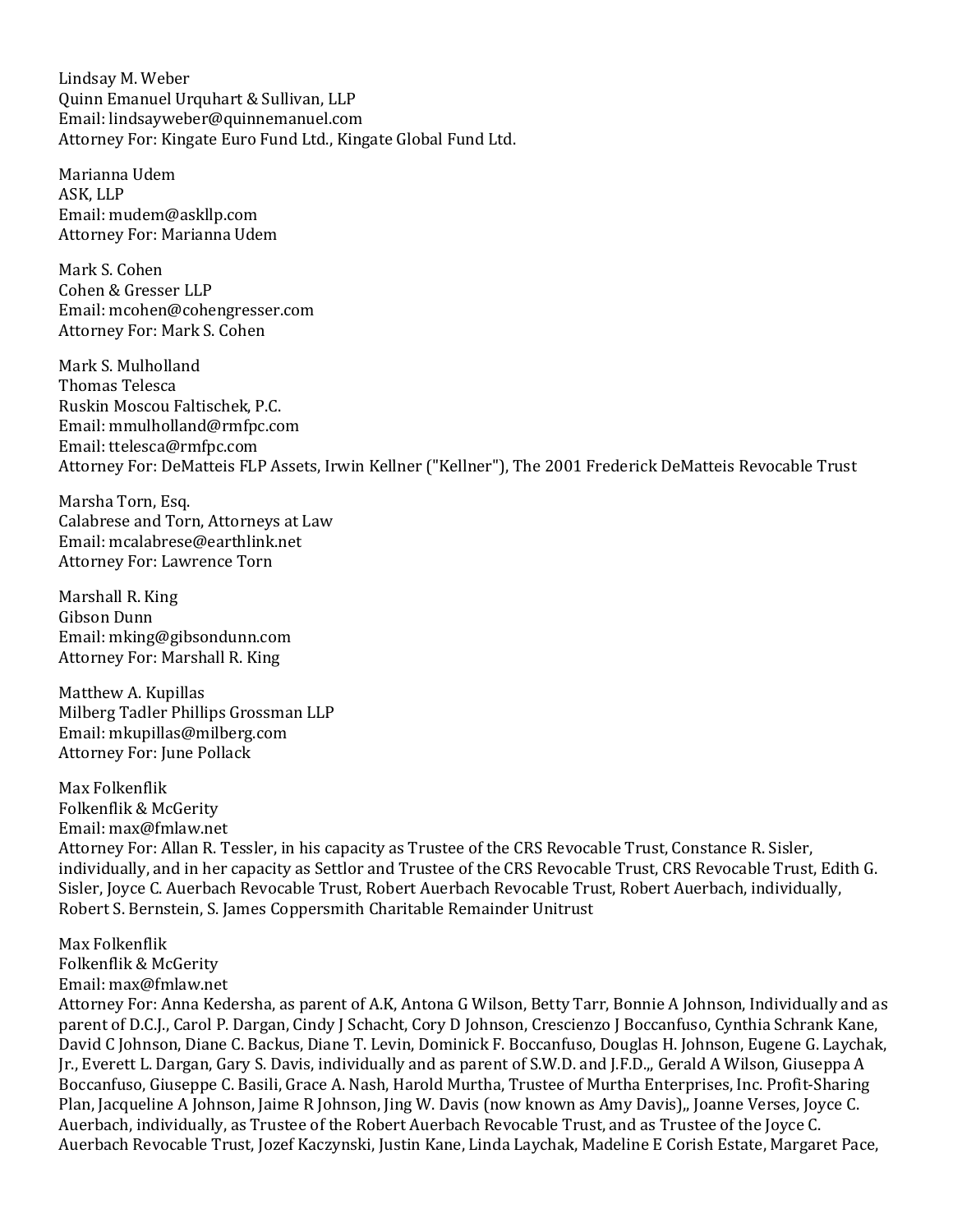Lindsay M. Weber
Quinn Emanuel Urquhart & Sullivan, LLP
Email: lindsayweber@quinnemanuel.com
Attorney For: Kingate Euro Fund Ltd., Kingate Global Fund Ltd.

Marianna Udem
ASK, LLP
Email: mudem@askllp.com
Attorney For: Marianna Udem

Mark S. Cohen
Cohen & Gresser LLP
Email: mcohen@cohengresser.com
Attorney For: Mark S. Cohen

Mark S. Mulholland
Thomas Telesca
Ruskin Moscou Faltischek, P.C.
Email: mmulholland@rmfpc.com
Email: ttelesca@rmfpc.com
Attorney For: DeMatteis FLP Assets, Irwin Kellner ("Kellner"), The 2001 Frederick DeMatteis Revocable Trust

Marsha Torn, Esq.
Calabrese and Torn, Attorneys at Law
Email: mcalabrese@earthlink.net
Attorney For: Lawrence Torn

Marshall R. King
Gibson Dunn
Email: mking@gibsondunn.com
Attorney For: Marshall R. King

Matthew A. Kupillas
Milberg Tadler Phillips Grossman LLP
Email: mkupillas@milberg.com
Attorney For: June Pollack

Max Folkenflik
Folkenflik & McGerity
Email: max@fmlaw.net
Attorney For: Allan R. Tessler, in his capacity as Trustee of the CRS Revocable Trust, Constance R. Sisler, individually, and in her capacity as Settlor and Trustee of the CRS Revocable Trust, CRS Revocable Trust, Edith G. Sisler, Joyce C. Auerbach Revocable Trust, Robert Auerbach Revocable Trust, Robert Auerbach, individually, Robert S. Bernstein, S. James Coppersmith Charitable Remainder Unitrust

Max Folkenflik
Folkenflik & McGerity
Email: max@fmlaw.net
Attorney For: Anna Kedersha, as parent of A.K, Antona G Wilson, Betty Tarr, Bonnie A Johnson, Individually and as parent of D.C.J., Carol P. Dargan, Cindy J Schacht, Cory D Johnson, Crescienzo J Boccanfuso, Cynthia Schrank Kane, David C Johnson, Diane C. Backus, Diane T. Levin, Dominick F. Boccanfuso, Douglas H. Johnson, Eugene G. Laychak, Jr., Everett L. Dargan, Gary S. Davis, individually and as parent of S.W.D. and J.F.D.,, Gerald A Wilson, Giuseppa A Boccanfuso, Giuseppe C. Basili, Grace A. Nash, Harold Murtha, Trustee of Murtha Enterprises, Inc. Profit-Sharing Plan, Jacqueline A Johnson, Jaime R Johnson, Jing W. Davis (now known as Amy Davis),, Joanne Verses, Joyce C. Auerbach, individually, as Trustee of the Robert Auerbach Revocable Trust, and as Trustee of the Joyce C. Auerbach Revocable Trust, Jozef Kaczynski, Justin Kane, Linda Laychak, Madeline E Corish Estate, Margaret Pace,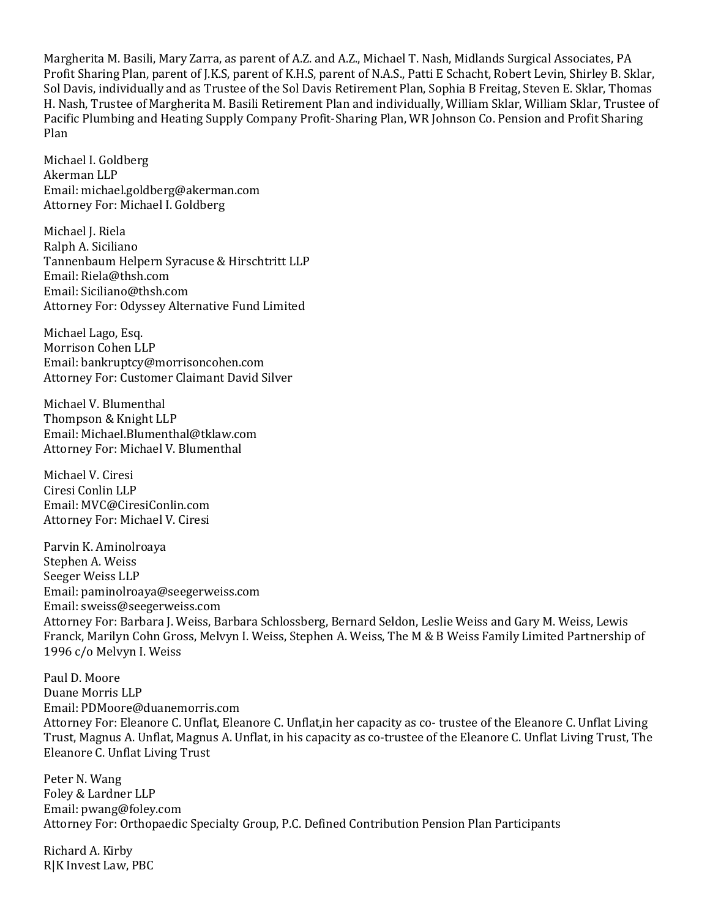Margherita M. Basili, Mary Zarra, as parent of A.Z. and A.Z., Michael T. Nash, Midlands Surgical Associates, PA Profit Sharing Plan, parent of J.K.S, parent of K.H.S, parent of N.A.S., Patti E Schacht, Robert Levin, Shirley B. Sklar, Sol Davis, individually and as Trustee of the Sol Davis Retirement Plan, Sophia B Freitag, Steven E. Sklar, Thomas H. Nash, Trustee of Margherita M. Basili Retirement Plan and individually, William Sklar, William Sklar, Trustee of Pacific Plumbing and Heating Supply Company Profit-Sharing Plan, WR Johnson Co. Pension and Profit Sharing Plan

Michael I. Goldberg
Akerman LLP
Email: michael.goldberg@akerman.com
Attorney For: Michael I. Goldberg

Michael J. Riela
Ralph A. Siciliano
Tannenbaum Helpern Syracuse & Hirschtritt LLP
Email: Riela@thsh.com
Email: Siciliano@thsh.com
Attorney For: Odyssey Alternative Fund Limited

Michael Lago, Esq.
Morrison Cohen LLP
Email: bankruptcy@morrisoncohen.com
Attorney For: Customer Claimant David Silver

Michael V. Blumenthal
Thompson & Knight LLP
Email: Michael.Blumenthal@tklaw.com
Attorney For: Michael V. Blumenthal

Michael V. Ciresi
Ciresi Conlin LLP
Email: MVC@CiresiConlin.com
Attorney For: Michael V. Ciresi

Parvin K. Aminolroaya
Stephen A. Weiss
Seeger Weiss LLP
Email: paminolroaya@seegerweiss.com
Email: sweiss@seegerweiss.com
Attorney For: Barbara J. Weiss, Barbara Schlossberg, Bernard Seldon, Leslie Weiss and Gary M. Weiss, Lewis Franck, Marilyn Cohn Gross, Melvyn I. Weiss, Stephen A. Weiss, The M & B Weiss Family Limited Partnership of 1996 c/o Melvyn I. Weiss

Paul D. Moore
Duane Morris LLP
Email: PDMoore@duanemorris.com
Attorney For: Eleanore C. Unflat, Eleanore C. Unflat,in her capacity as co- trustee of the Eleanore C. Unflat Living Trust, Magnus A. Unflat, Magnus A. Unflat, in his capacity as co-trustee of the Eleanore C. Unflat Living Trust, The Eleanore C. Unflat Living Trust

Peter N. Wang
Foley & Lardner LLP
Email: pwang@foley.com
Attorney For: Orthopaedic Specialty Group, P.C. Defined Contribution Pension Plan Participants

Richard A. Kirby
R|K Invest Law, PBC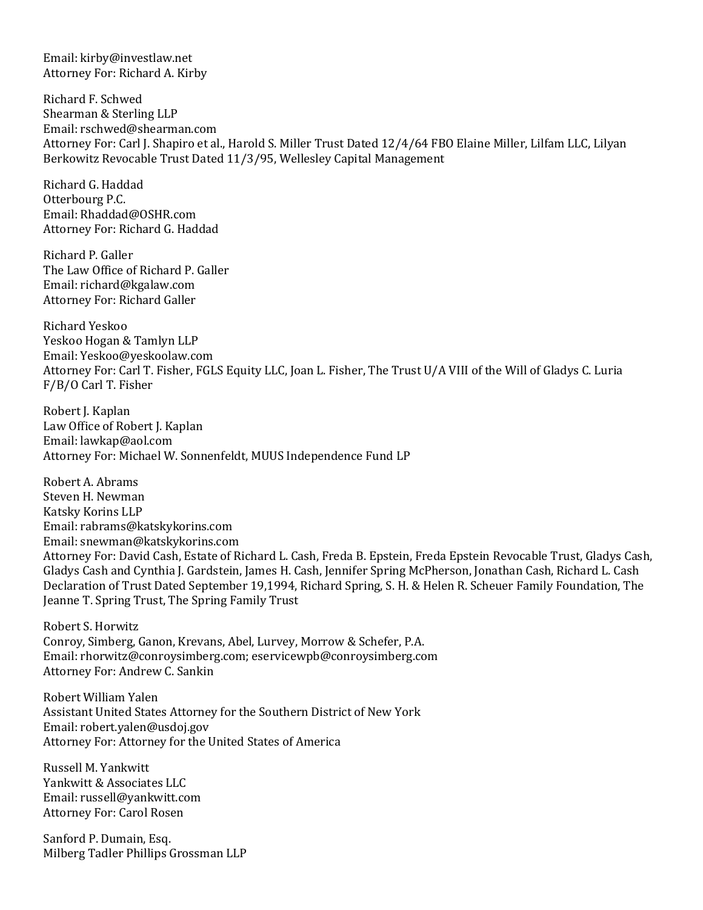Email: kirby@investlaw.net
Attorney For: Richard A. Kirby

Richard F. Schwed
Shearman & Sterling LLP
Email: rschwed@shearman.com
Attorney For: Carl J. Shapiro et al., Harold S. Miller Trust Dated 12/4/64 FBO Elaine Miller, Lilfam LLC, Lilyan Berkowitz Revocable Trust Dated 11/3/95, Wellesley Capital Management

Richard G. Haddad
Otterbourg P.C.
Email: Rhaddad@OSHR.com
Attorney For: Richard G. Haddad

Richard P. Galler
The Law Office of Richard P. Galler
Email: richard@kgalaw.com
Attorney For: Richard Galler

Richard Yeskoo
Yeskoo Hogan & Tamlyn LLP
Email: Yeskoo@yeskoolaw.com
Attorney For: Carl T. Fisher, FGLS Equity LLC, Joan L. Fisher, The Trust U/A VIII of the Will of Gladys C. Luria F/B/O Carl T. Fisher

Robert J. Kaplan
Law Office of Robert J. Kaplan
Email: lawkap@aol.com
Attorney For: Michael W. Sonnenfeldt, MUUS Independence Fund LP

Robert A. Abrams
Steven H. Newman
Katsky Korins LLP
Email: rabrams@katskykorins.com
Email: snewman@katskykorins.com
Attorney For: David Cash, Estate of Richard L. Cash, Freda B. Epstein, Freda Epstein Revocable Trust, Gladys Cash, Gladys Cash and Cynthia J. Gardstein, James H. Cash, Jennifer Spring McPherson, Jonathan Cash, Richard L. Cash Declaration of Trust Dated September 19,1994, Richard Spring, S. H. & Helen R. Scheuer Family Foundation, The Jeanne T. Spring Trust, The Spring Family Trust

Robert S. Horwitz
Conroy, Simberg, Ganon, Krevans, Abel, Lurvey, Morrow & Schefer, P.A.
Email: rhorwitz@conroysimberg.com; eservicewpb@conroysimberg.com
Attorney For: Andrew C. Sankin

Robert William Yalen
Assistant United States Attorney for the Southern District of New York
Email: robert.yalen@usdoj.gov
Attorney For: Attorney for the United States of America

Russell M. Yankwitt
Yankwitt & Associates LLC
Email: russell@yankwitt.com
Attorney For: Carol Rosen

Sanford P. Dumain, Esq.
Milberg Tadler Phillips Grossman LLP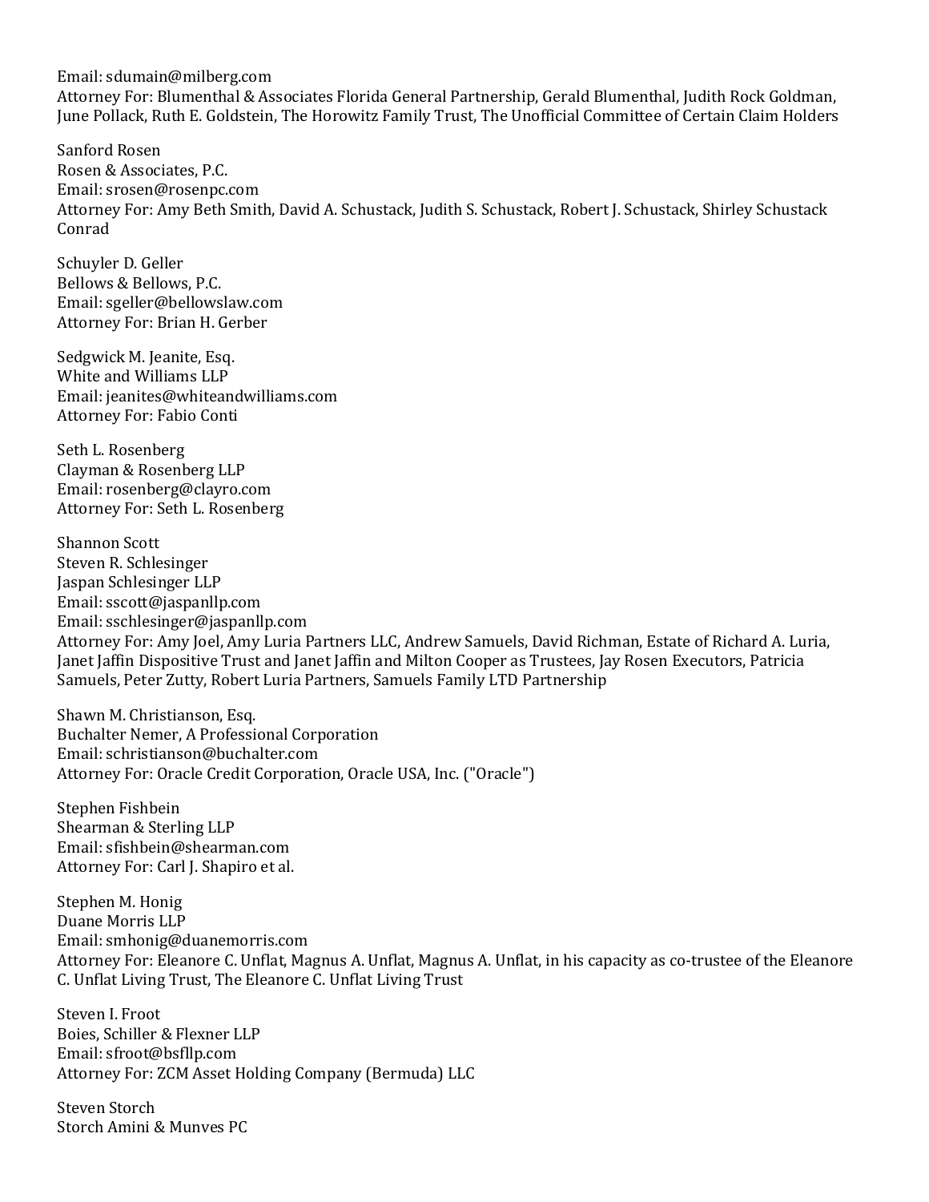Email: sdumain@milberg.com
Attorney For: Blumenthal & Associates Florida General Partnership, Gerald Blumenthal, Judith Rock Goldman, June Pollack, Ruth E. Goldstein, The Horowitz Family Trust, The Unofficial Committee of Certain Claim Holders

Sanford Rosen
Rosen & Associates, P.C.
Email: srosen@rosenpc.com
Attorney For: Amy Beth Smith, David A. Schustack, Judith S. Schustack, Robert J. Schustack, Shirley Schustack Conrad

Schuyler D. Geller
Bellows & Bellows, P.C.
Email: sgeller@bellowslaw.com
Attorney For: Brian H. Gerber

Sedgwick M. Jeanite, Esq.
White and Williams LLP
Email: jeanites@whiteandwilliams.com
Attorney For: Fabio Conti

Seth L. Rosenberg
Clayman & Rosenberg LLP
Email: rosenberg@clayro.com
Attorney For: Seth L. Rosenberg

Shannon Scott
Steven R. Schlesinger
Jaspan Schlesinger LLP
Email: sscott@jaspanllp.com
Email: sschlesinger@jaspanllp.com
Attorney For: Amy Joel, Amy Luria Partners LLC, Andrew Samuels, David Richman, Estate of Richard A. Luria, Janet Jaffin Dispositive Trust and Janet Jaffin and Milton Cooper as Trustees, Jay Rosen Executors, Patricia Samuels, Peter Zutty, Robert Luria Partners, Samuels Family LTD Partnership

Shawn M. Christianson, Esq.
Buchalter Nemer, A Professional Corporation
Email: schristianson@buchalter.com
Attorney For: Oracle Credit Corporation, Oracle USA, Inc. ("Oracle")

Stephen Fishbein
Shearman & Sterling LLP
Email: sfishbein@shearman.com
Attorney For: Carl J. Shapiro et al.

Stephen M. Honig
Duane Morris LLP
Email: smhonig@duanemorris.com
Attorney For: Eleanore C. Unflat, Magnus A. Unflat, Magnus A. Unflat, in his capacity as co-trustee of the Eleanore C. Unflat Living Trust, The Eleanore C. Unflat Living Trust

Steven I. Froot
Boies, Schiller & Flexner LLP
Email: sfroot@bsfllp.com
Attorney For: ZCM Asset Holding Company (Bermuda) LLC

Steven Storch
Storch Amini & Munves PC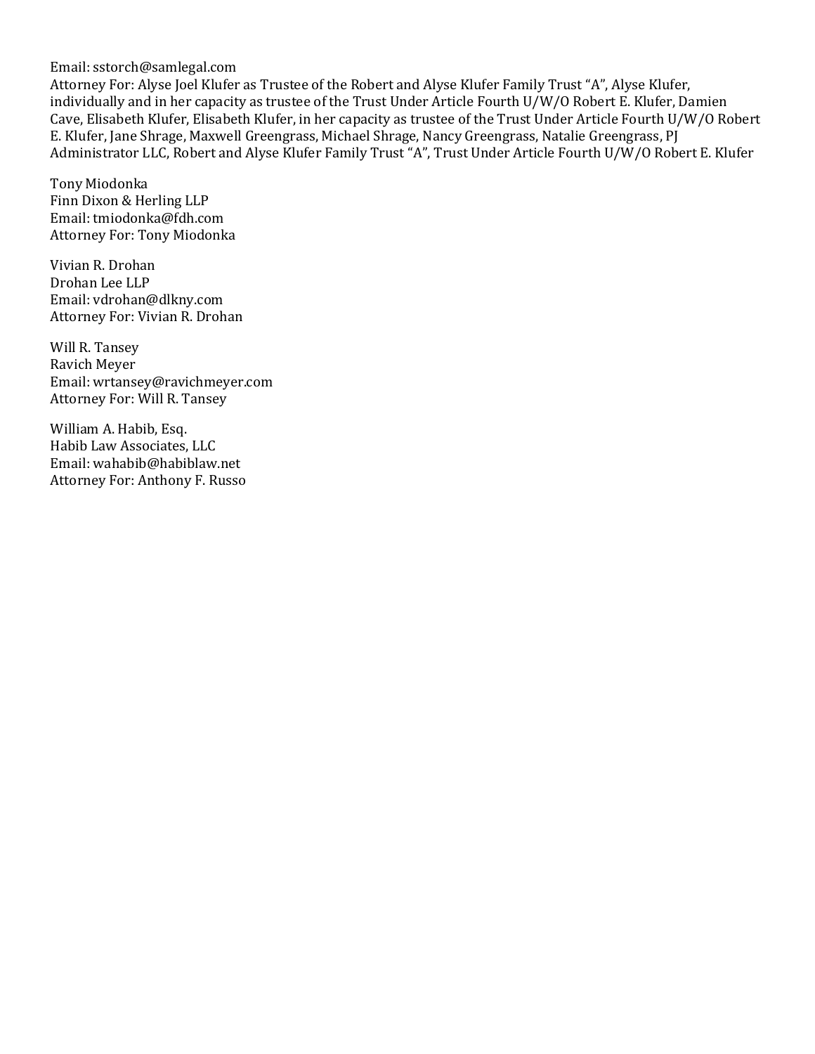Email: sstorch@samlegal.com
Attorney For: Alyse Joel Klufer as Trustee of the Robert and Alyse Klufer Family Trust "A", Alyse Klufer, individually and in her capacity as trustee of the Trust Under Article Fourth U/W/O Robert E. Klufer, Damien Cave, Elisabeth Klufer, Elisabeth Klufer, in her capacity as trustee of the Trust Under Article Fourth U/W/O Robert E. Klufer, Jane Shrage, Maxwell Greengrass, Michael Shrage, Nancy Greengrass, Natalie Greengrass, PJ Administrator LLC, Robert and Alyse Klufer Family Trust "A", Trust Under Article Fourth U/W/O Robert E. Klufer

Tony Miodonka
Finn Dixon & Herling LLP
Email: tmiodonka@fdh.com
Attorney For: Tony Miodonka

Vivian R. Drohan
Drohan Lee LLP
Email: vdrohan@dlkny.com
Attorney For: Vivian R. Drohan

Will R. Tansey
Ravich Meyer
Email: wrtansey@ravichmeyer.com
Attorney For: Will R. Tansey

William A. Habib, Esq.
Habib Law Associates, LLC
Email: wahabib@habiblaw.net
Attorney For: Anthony F. Russo